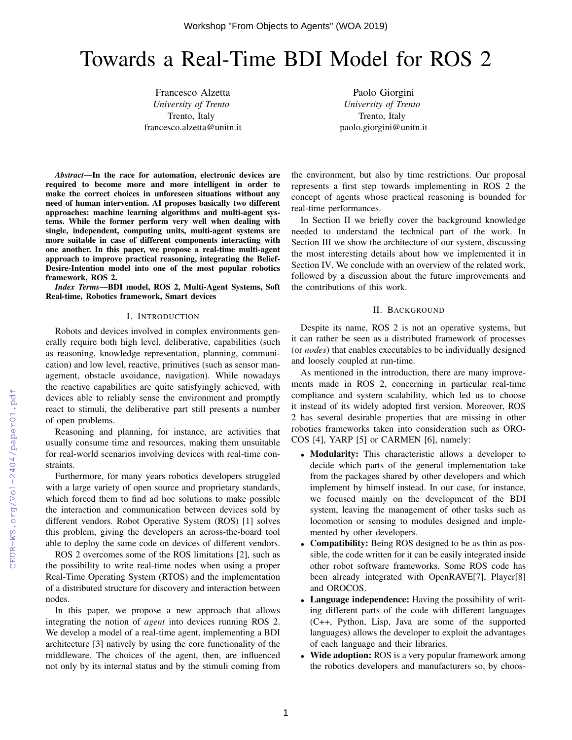# Towards a Real-Time BDI Model for ROS 2

Francesco Alzetta
*University of Trento*
Trento, Italy
francesco.alzetta@unitn.it

Paolo Giorgini
*University of Trento*
Trento, Italy
paolo.giorgini@unitn.it

***Abstract*—In the race for automation, electronic devices are required to become more and more intelligent in order to make the correct choices in unforeseen situations without any need of human intervention. AI proposes basically two different approaches: machine learning algorithms and multi-agent systems. While the former perform very well when dealing with single, independent, computing units, multi-agent systems are more suitable in case of different components interacting with one another. In this paper, we propose a real-time multi-agent approach to improve practical reasoning, integrating the Belief-Desire-Intention model into one of the most popular robotics framework, ROS 2.**

***Index Terms*—BDI model, ROS 2, Multi-Agent Systems, Soft Real-time, Robotics framework, Smart devices**

## I. Introduction

Robots and devices involved in complex environments generally require both high level, deliberative, capabilities (such as reasoning, knowledge representation, planning, communication) and low level, reactive, primitives (such as sensor management, obstacle avoidance, navigation). While nowadays the reactive capabilities are quite satisfyingly achieved, with devices able to reliably sense the environment and promptly react to stimuli, the deliberative part still presents a number of open problems.

Reasoning and planning, for instance, are activities that usually consume time and resources, making them unsuitable for real-world scenarios involving devices with real-time constraints.

Furthermore, for many years robotics developers struggled with a large variety of open source and proprietary standards, which forced them to find ad hoc solutions to make possible the interaction and communication between devices sold by different vendors. Robot Operative System (ROS) [1] solves this problem, giving the developers an across-the-board tool able to deploy the same code on devices of different vendors.

ROS 2 overcomes some of the ROS limitations [2], such as the possibility to write real-time nodes when using a proper Real-Time Operating System (RTOS) and the implementation of a distributed structure for discovery and interaction between nodes.

In this paper, we propose a new approach that allows integrating the notion of *agent* into devices running ROS 2. We develop a model of a real-time agent, implementing a BDI architecture [3] natively by using the core functionality of the middleware. The choices of the agent, then, are influenced not only by its internal status and by the stimuli coming from the environment, but also by time restrictions. Our proposal represents a first step towards implementing in ROS 2 the concept of agents whose practical reasoning is bounded for real-time performances.

In Section II we briefly cover the background knowledge needed to understand the technical part of the work. In Section III we show the architecture of our system, discussing the most interesting details about how we implemented it in Section IV. We conclude with an overview of the related work, followed by a discussion about the future improvements and the contributions of this work.

## II. Background

Despite its name, ROS 2 is not an operative systems, but it can rather be seen as a distributed framework of processes (or *nodes*) that enables executables to be individually designed and loosely coupled at run-time.

As mentioned in the introduction, there are many improvements made in ROS 2, concerning in particular real-time compliance and system scalability, which led us to choose it instead of its widely adopted first version. Moreover, ROS 2 has several desirable properties that are missing in other robotics frameworks taken into consideration such as OROCOS [4], YARP [5] or CARMEN [6], namely:

- **Modularity:** This characteristic allows a developer to decide which parts of the general implementation take from the packages shared by other developers and which implement by himself instead. In our case, for instance, we focused mainly on the development of the BDI system, leaving the management of other tasks such as locomotion or sensing to modules designed and implemented by other developers.
- **Compatibility:** Being ROS designed to be as thin as possible, the code written for it can be easily integrated inside other robot software frameworks. Some ROS code has been already integrated with OpenRAVE[7], Player[8] and OROCOS.
- **Language independence:** Having the possibility of writing different parts of the code with different languages (C++, Python, Lisp, Java are some of the supported languages) allows the developer to exploit the advantages of each language and their libraries.
- **Wide adoption:** ROS is a very popular framework among the robotics developers and manufacturers so, by choos-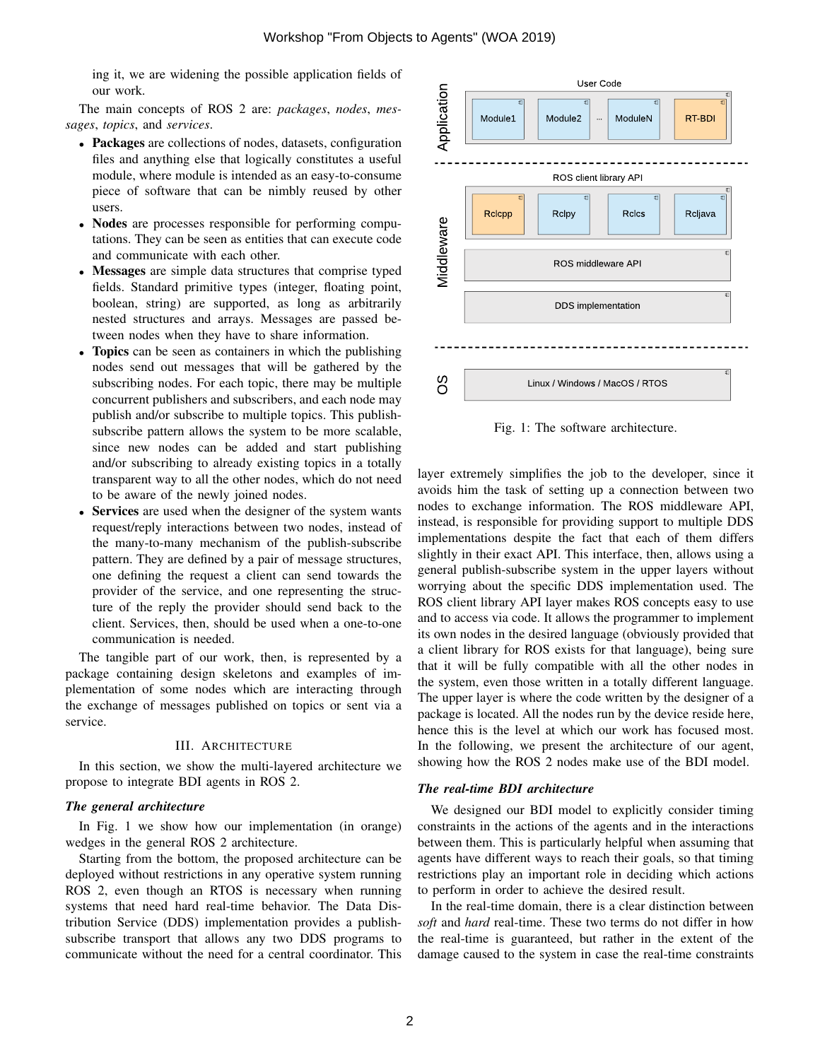ing it, we are widening the possible application fields of our work.

The main concepts of ROS 2 are: *packages*, *nodes*, *messages*, *topics*, and *services*.

- **Packages** are collections of nodes, datasets, configuration files and anything else that logically constitutes a useful module, where module is intended as an easy-to-consume piece of software that can be nimbly reused by other users.
- **Nodes** are processes responsible for performing computations. They can be seen as entities that can execute code and communicate with each other.
- **Messages** are simple data structures that comprise typed fields. Standard primitive types (integer, floating point, boolean, string) are supported, as long as arbitrarily nested structures and arrays. Messages are passed between nodes when they have to share information.
- **Topics** can be seen as containers in which the publishing nodes send out messages that will be gathered by the subscribing nodes. For each topic, there may be multiple concurrent publishers and subscribers, and each node may publish and/or subscribe to multiple topics. This publish-subscribe pattern allows the system to be more scalable, since new nodes can be added and start publishing and/or subscribing to already existing topics in a totally transparent way to all the other nodes, which do not need to be aware of the newly joined nodes.
- **Services** are used when the designer of the system wants request/reply interactions between two nodes, instead of the many-to-many mechanism of the publish-subscribe pattern. They are defined by a pair of message structures, one defining the request a client can send towards the provider of the service, and one representing the structure of the reply the provider should send back to the client. Services, then, should be used when a one-to-one communication is needed.

The tangible part of our work, then, is represented by a package containing design skeletons and examples of implementation of some nodes which are interacting through the exchange of messages published on topics or sent via a service.

## III. Architecture

In this section, we show the multi-layered architecture we propose to integrate BDI agents in ROS 2.

### *The general architecture*

In Fig. 1 we show how our implementation (in orange) wedges in the general ROS 2 architecture.

Starting from the bottom, the proposed architecture can be deployed without restrictions in any operative system running ROS 2, even though an RTOS is necessary when running systems that need hard real-time behavior. The Data Distribution Service (DDS) implementation provides a publish-subscribe transport that allows any two DDS programs to communicate without the need for a central coordinator. This layer extremely simplifies the job to the developer, since it avoids him the task of setting up a connection between two nodes to exchange information. The ROS middleware API, instead, is responsible for providing support to multiple DDS implementations despite the fact that each of them differs slightly in their exact API. This interface, then, allows using a general publish-subscribe system in the upper layers without worrying about the specific DDS implementation used. The ROS client library API layer makes ROS concepts easy to use and to access via code. It allows the programmer to implement its own nodes in the desired language (obviously provided that a client library for ROS exists for that language), being sure that it will be fully compatible with all the other nodes in the system, even those written in a totally different language. The upper layer is where the code written by the designer of a package is located. All the nodes run by the device reside here, hence this is the level at which our work has focused most. In the following, we present the architecture of our agent, showing how the ROS 2 nodes make use of the BDI model.

Application: User Code — Module1, Module2, ..., ModuleN, RT-BDI
Middleware: ROS client library API — Rclcpp, Rclpy, Rclcs, Rcljava; ROS middleware API; DDS implementation
OS: Linux / Windows / MacOS / RTOS

Fig. 1: The software architecture.

### *The real-time BDI architecture*

We designed our BDI model to explicitly consider timing constraints in the actions of the agents and in the interactions between them. This is particularly helpful when assuming that agents have different ways to reach their goals, so that timing restrictions play an important role in deciding which actions to perform in order to achieve the desired result.

In the real-time domain, there is a clear distinction between *soft* and *hard* real-time. These two terms do not differ in how the real-time is guaranteed, but rather in the extent of the damage caused to the system in case the real-time constraints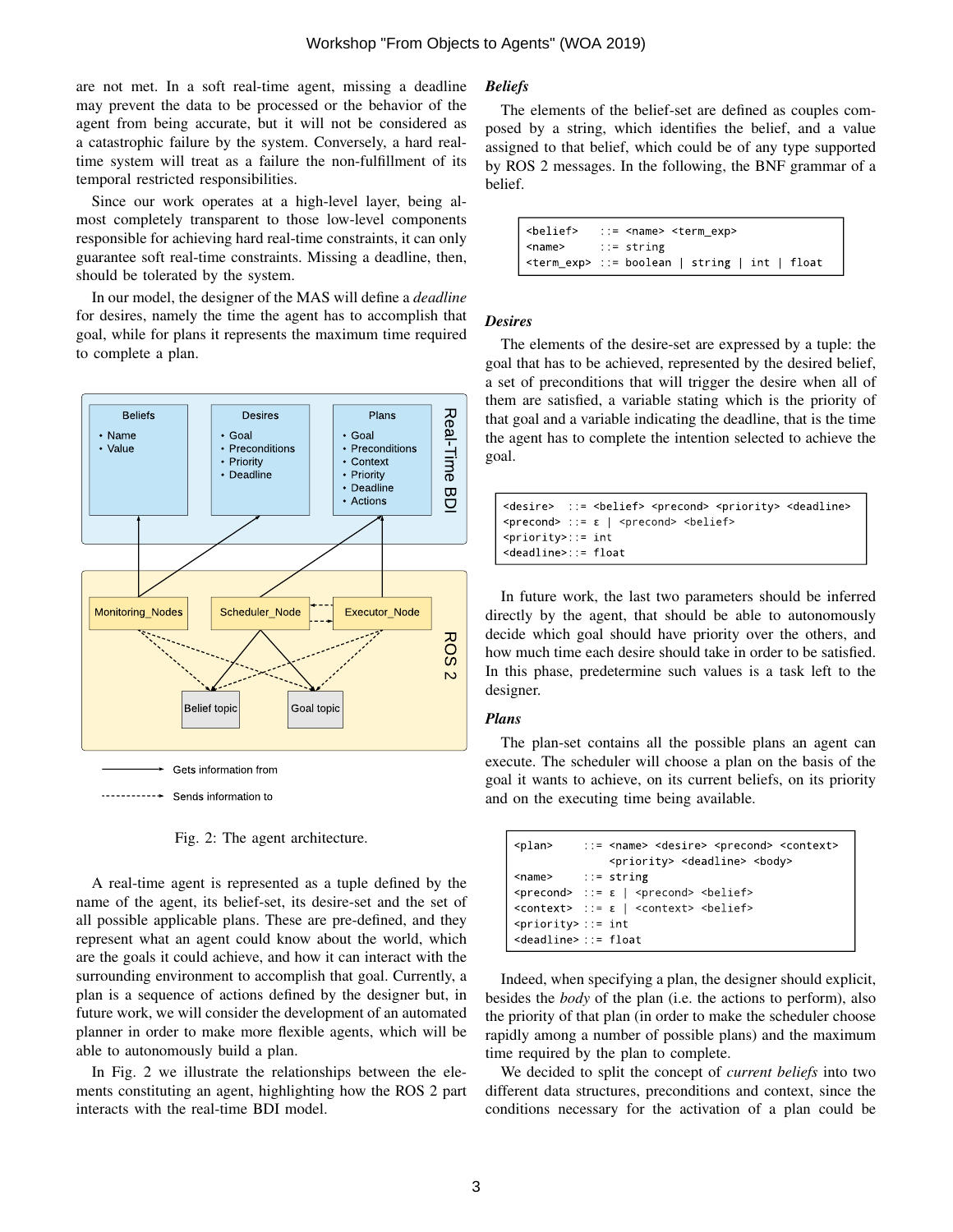are not met. In a soft real-time agent, missing a deadline may prevent the data to be processed or the behavior of the agent from being accurate, but it will not be considered as a catastrophic failure by the system. Conversely, a hard real-time system will treat as a failure the non-fulfillment of its temporal restricted responsibilities.

Since our work operates at a high-level layer, being almost completely transparent to those low-level components responsible for achieving hard real-time constraints, it can only guarantee soft real-time constraints. Missing a deadline, then, should be tolerated by the system.

In our model, the designer of the MAS will define a *deadline* for desires, namely the time the agent has to accomplish that goal, while for plans it represents the maximum time required to complete a plan.

Fig. 2: The agent architecture.

A real-time agent is represented as a tuple defined by the name of the agent, its belief-set, its desire-set and the set of all possible applicable plans. These are pre-defined, and they represent what an agent could know about the world, which are the goals it could achieve, and how it can interact with the surrounding environment to accomplish that goal. Currently, a plan is a sequence of actions defined by the designer but, in future work, we will consider the development of an automated planner in order to make more flexible agents, which will be able to autonomously build a plan.

In Fig. 2 we illustrate the relationships between the elements constituting an agent, highlighting how the ROS 2 part interacts with the real-time BDI model.

### *Beliefs*

The elements of the belief-set are defined as couples composed by a string, which identifies the belief, and a value assigned to that belief, which could be of any type supported by ROS 2 messages. In the following, the BNF grammar of a belief.

```
<belief>   ::= <name> <term_exp>
<name>     ::= string
<term_exp> ::= boolean | string | int | float
```

### *Desires*

The elements of the desire-set are expressed by a tuple: the goal that has to be achieved, represented by the desired belief, a set of preconditions that will trigger the desire when all of them are satisfied, a variable stating which is the priority of that goal and a variable indicating the deadline, that is the time the agent has to complete the intention selected to achieve the goal.

```
<desire>  ::= <belief> <precond> <priority> <deadline>
<precond> ::= ε | <precond> <belief>
<priority>::= int
<deadline>::= float
```

In future work, the last two parameters should be inferred directly by the agent, that should be able to autonomously decide which goal should have priority over the others, and how much time each desire should take in order to be satisfied. In this phase, predetermine such values is a task left to the designer.

### *Plans*

The plan-set contains all the possible plans an agent can execute. The scheduler will choose a plan on the basis of the goal it wants to achieve, on its current beliefs, on its priority and on the executing time being available.

```
<plan>     ::= <name> <desire> <precond> <context>
               <priority> <deadline> <body>
<name>     ::= string
<precond>  ::= ε | <precond> <belief>
<context>  ::= ε | <context> <belief>
<priority> ::= int
<deadline> ::= float
```

Indeed, when specifying a plan, the designer should explicit, besides the *body* of the plan (i.e. the actions to perform), also the priority of that plan (in order to make the scheduler choose rapidly among a number of possible plans) and the maximum time required by the plan to complete.

We decided to split the concept of *current beliefs* into two different data structures, preconditions and context, since the conditions necessary for the activation of a plan could be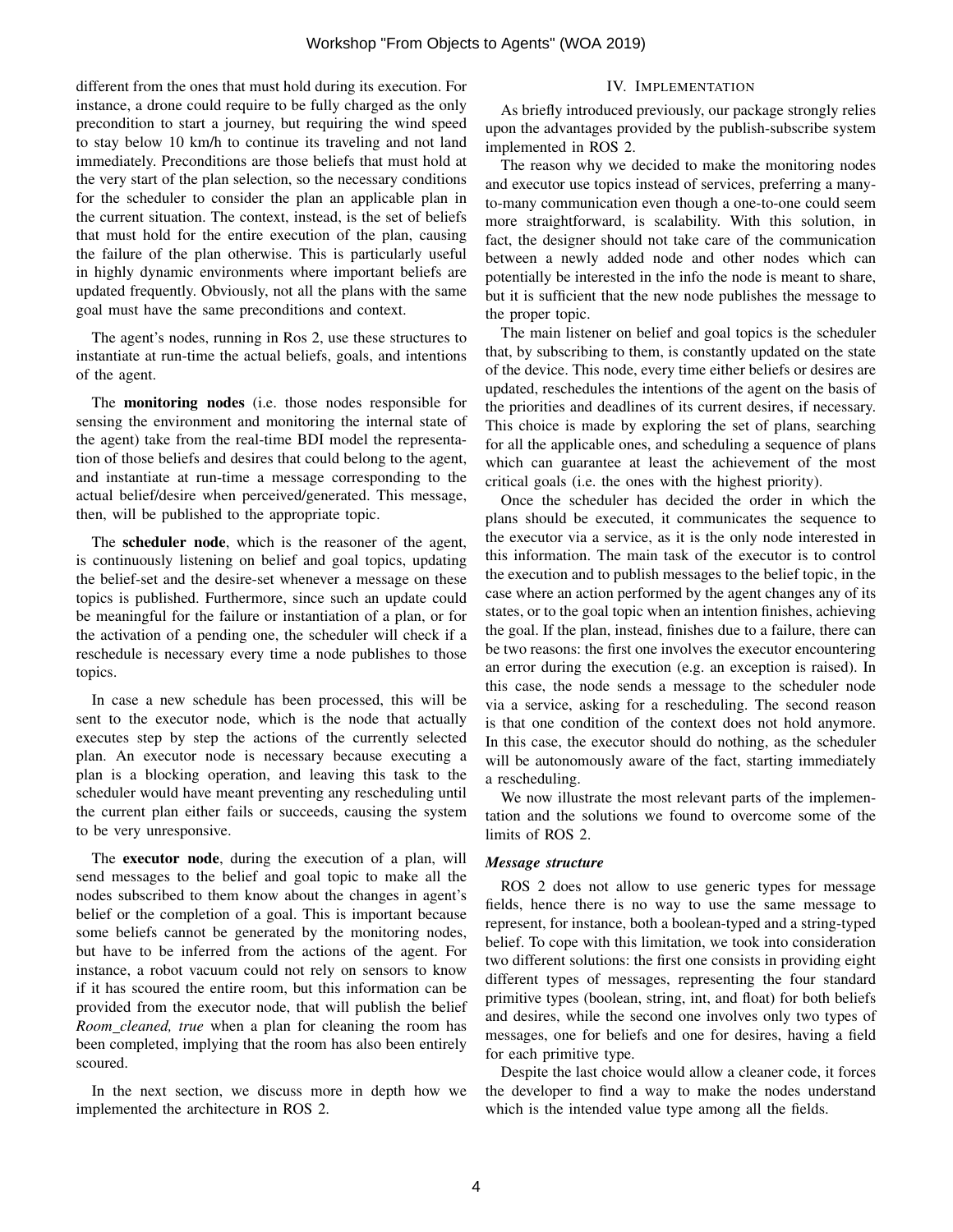different from the ones that must hold during its execution. For instance, a drone could require to be fully charged as the only precondition to start a journey, but requiring the wind speed to stay below 10 km/h to continue its traveling and not land immediately. Preconditions are those beliefs that must hold at the very start of the plan selection, so the necessary conditions for the scheduler to consider the plan an applicable plan in the current situation. The context, instead, is the set of beliefs that must hold for the entire execution of the plan, causing the failure of the plan otherwise. This is particularly useful in highly dynamic environments where important beliefs are updated frequently. Obviously, not all the plans with the same goal must have the same preconditions and context.

The agent's nodes, running in Ros 2, use these structures to instantiate at run-time the actual beliefs, goals, and intentions of the agent.

The **monitoring nodes** (i.e. those nodes responsible for sensing the environment and monitoring the internal state of the agent) take from the real-time BDI model the representation of those beliefs and desires that could belong to the agent, and instantiate at run-time a message corresponding to the actual belief/desire when perceived/generated. This message, then, will be published to the appropriate topic.

The **scheduler node**, which is the reasoner of the agent, is continuously listening on belief and goal topics, updating the belief-set and the desire-set whenever a message on these topics is published. Furthermore, since such an update could be meaningful for the failure or instantiation of a plan, or for the activation of a pending one, the scheduler will check if a reschedule is necessary every time a node publishes to those topics.

In case a new schedule has been processed, this will be sent to the executor node, which is the node that actually executes step by step the actions of the currently selected plan. An executor node is necessary because executing a plan is a blocking operation, and leaving this task to the scheduler would have meant preventing any rescheduling until the current plan either fails or succeeds, causing the system to be very unresponsive.

The **executor node**, during the execution of a plan, will send messages to the belief and goal topic to make all the nodes subscribed to them know about the changes in agent's belief or the completion of a goal. This is important because some beliefs cannot be generated by the monitoring nodes, but have to be inferred from the actions of the agent. For instance, a robot vacuum could not rely on sensors to know if it has scoured the entire room, but this information can be provided from the executor node, that will publish the belief *Room_cleaned, true* when a plan for cleaning the room has been completed, implying that the room has also been entirely scoured.

In the next section, we discuss more in depth how we implemented the architecture in ROS 2.

## IV. Implementation

As briefly introduced previously, our package strongly relies upon the advantages provided by the publish-subscribe system implemented in ROS 2.

The reason why we decided to make the monitoring nodes and executor use topics instead of services, preferring a many-to-many communication even though a one-to-one could seem more straightforward, is scalability. With this solution, in fact, the designer should not take care of the communication between a newly added node and other nodes which can potentially be interested in the info the node is meant to share, but it is sufficient that the new node publishes the message to the proper topic.

The main listener on belief and goal topics is the scheduler that, by subscribing to them, is constantly updated on the state of the device. This node, every time either beliefs or desires are updated, reschedules the intentions of the agent on the basis of the priorities and deadlines of its current desires, if necessary. This choice is made by exploring the set of plans, searching for all the applicable ones, and scheduling a sequence of plans which can guarantee at least the achievement of the most critical goals (i.e. the ones with the highest priority).

Once the scheduler has decided the order in which the plans should be executed, it communicates the sequence to the executor via a service, as it is the only node interested in this information. The main task of the executor is to control the execution and to publish messages to the belief topic, in the case where an action performed by the agent changes any of its states, or to the goal topic when an intention finishes, achieving the goal. If the plan, instead, finishes due to a failure, there can be two reasons: the first one involves the executor encountering an error during the execution (e.g. an exception is raised). In this case, the node sends a message to the scheduler node via a service, asking for a rescheduling. The second reason is that one condition of the context does not hold anymore. In this case, the executor should do nothing, as the scheduler will be autonomously aware of the fact, starting immediately a rescheduling.

We now illustrate the most relevant parts of the implementation and the solutions we found to overcome some of the limits of ROS 2.

### *Message structure*

ROS 2 does not allow to use generic types for message fields, hence there is no way to use the same message to represent, for instance, both a boolean-typed and a string-typed belief. To cope with this limitation, we took into consideration two different solutions: the first one consists in providing eight different types of messages, representing the four standard primitive types (boolean, string, int, and float) for both beliefs and desires, while the second one involves only two types of messages, one for beliefs and one for desires, having a field for each primitive type.

Despite the last choice would allow a cleaner code, it forces the developer to find a way to make the nodes understand which is the intended value type among all the fields.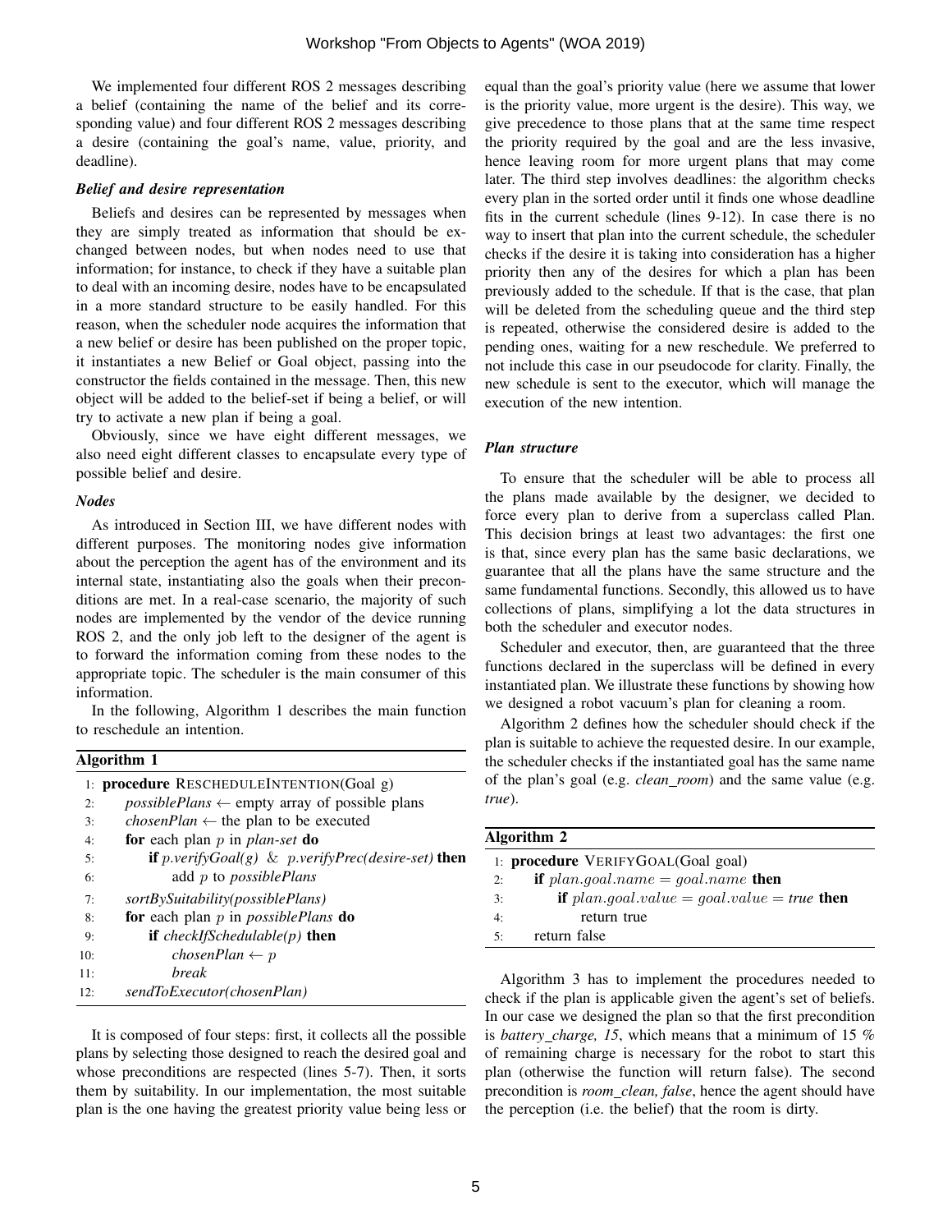We implemented four different ROS 2 messages describing a belief (containing the name of the belief and its corresponding value) and four different ROS 2 messages describing a desire (containing the goal's name, value, priority, and deadline).

### *Belief and desire representation*

Beliefs and desires can be represented by messages when they are simply treated as information that should be exchanged between nodes, but when nodes need to use that information; for instance, to check if they have a suitable plan to deal with an incoming desire, nodes have to be encapsulated in a more standard structure to be easily handled. For this reason, when the scheduler node acquires the information that a new belief or desire has been published on the proper topic, it instantiates a new Belief or Goal object, passing into the constructor the fields contained in the message. Then, this new object will be added to the belief-set if being a belief, or will try to activate a new plan if being a goal.

Obviously, since we have eight different messages, we also need eight different classes to encapsulate every type of possible belief and desire.

### *Nodes*

As introduced in Section III, we have different nodes with different purposes. The monitoring nodes give information about the perception the agent has of the environment and its internal state, instantiating also the goals when their preconditions are met. In a real-case scenario, the majority of such nodes are implemented by the vendor of the device running ROS 2, and the only job left to the designer of the agent is to forward the information coming from these nodes to the appropriate topic. The scheduler is the main consumer of this information.

In the following, Algorithm 1 describes the main function to reschedule an intention.

**Algorithm 1**

```
1:  procedure RESCHEDULEINTENTION(Goal g)
2:      possiblePlans ← empty array of possible plans
3:      chosenPlan ← the plan to be executed
4:      for each plan p in plan-set do
5:          if p.verifyGoal(g) & p.verifyPrec(desire-set) then
6:              add p to possiblePlans
7:      sortBySuitability(possiblePlans)
8:      for each plan p in possiblePlans do
9:          if checkIfSchedulable(p) then
10:             chosenPlan ← p
11:             break
12:     sendToExecutor(chosenPlan)
```

It is composed of four steps: first, it collects all the possible plans by selecting those designed to reach the desired goal and whose preconditions are respected (lines 5-7). Then, it sorts them by suitability. In our implementation, the most suitable plan is the one having the greatest priority value being less or equal than the goal's priority value (here we assume that lower is the priority value, more urgent is the desire). This way, we give precedence to those plans that at the same time respect the priority required by the goal and are the less invasive, hence leaving room for more urgent plans that may come later. The third step involves deadlines: the algorithm checks every plan in the sorted order until it finds one whose deadline fits in the current schedule (lines 9-12). In case there is no way to insert that plan into the current schedule, the scheduler checks if the desire it is taking into consideration has a higher priority then any of the desires for which a plan has been previously added to the schedule. If that is the case, that plan will be deleted from the scheduling queue and the third step is repeated, otherwise the considered desire is added to the pending ones, waiting for a new reschedule. We preferred to not include this case in our pseudocode for clarity. Finally, the new schedule is sent to the executor, which will manage the execution of the new intention.

### *Plan structure*

To ensure that the scheduler will be able to process all the plans made available by the designer, we decided to force every plan to derive from a superclass called Plan. This decision brings at least two advantages: the first one is that, since every plan has the same basic declarations, we guarantee that all the plans have the same structure and the same fundamental functions. Secondly, this allowed us to have collections of plans, simplifying a lot the data structures in both the scheduler and executor nodes.

Scheduler and executor, then, are guaranteed that the three functions declared in the superclass will be defined in every instantiated plan. We illustrate these functions by showing how we designed a robot vacuum's plan for cleaning a room.

Algorithm 2 defines how the scheduler should check if the plan is suitable to achieve the requested desire. In our example, the scheduler checks if the instantiated goal has the same name of the plan's goal (e.g. *clean_room*) and the same value (e.g. *true*).

**Algorithm 2**

```
1:  procedure VERIFYGOAL(Goal goal)
2:      if plan.goal.name = goal.name then
3:          if plan.goal.value = goal.value = true then
4:              return true
5:      return false
```

Algorithm 3 has to implement the procedures needed to check if the plan is applicable given the agent's set of beliefs. In our case we designed the plan so that the first precondition is *battery_charge, 15*, which means that a minimum of 15 % of remaining charge is necessary for the robot to start this plan (otherwise the function will return false). The second precondition is *room_clean, false*, hence the agent should have the perception (i.e. the belief) that the room is dirty.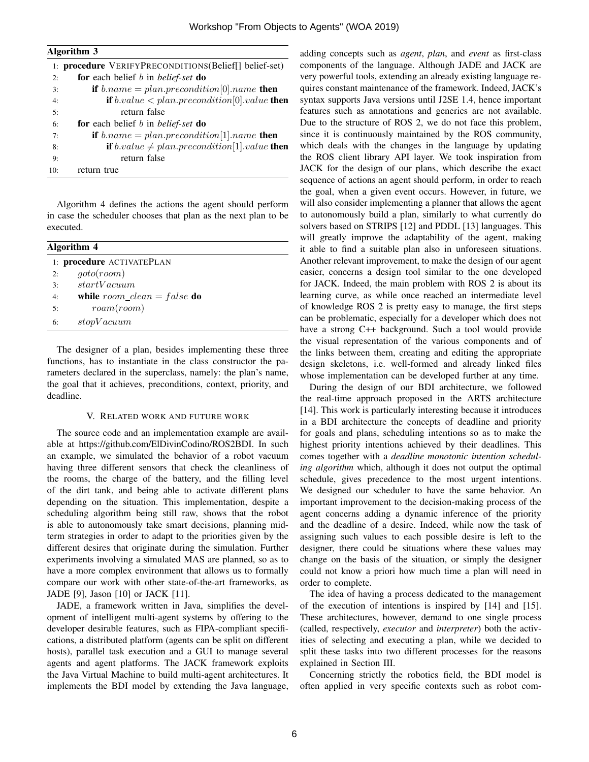**Algorithm 3**

```
1: procedure VERIFYPRECONDITIONS(Belief[] belief-set)
2:     for each belief b in belief-set do
3:         if b.name = plan.precondition[0].name then
4:             if b.value < plan.precondition[0].value then
5:                 return false
6:     for each belief b in belief-set do
7:         if b.name = plan.precondition[1].name then
8:             if b.value ≠ plan.precondition[1].value then
9:                 return false
10:    return true
```

Algorithm 4 defines the actions the agent should perform in case the scheduler chooses that plan as the next plan to be executed.

**Algorithm 4**

```
1: procedure ACTIVATEPLAN
2:     goto(room)
3:     startVacuum
4:     while room_clean = false do
5:         roam(room)
6:     stopVacuum
```

The designer of a plan, besides implementing these three functions, has to instantiate in the class constructor the parameters declared in the superclass, namely: the plan's name, the goal that it achieves, preconditions, context, priority, and deadline.

## V. Related work and future work

The source code and an implementation example are available at https://github.com/ElDivinCodino/ROS2BDI. In such an example, we simulated the behavior of a robot vacuum having three different sensors that check the cleanliness of the rooms, the charge of the battery, and the filling level of the dirt tank, and being able to activate different plans depending on the situation. This implementation, despite a scheduling algorithm being still raw, shows that the robot is able to autonomously take smart decisions, planning mid-term strategies in order to adapt to the priorities given by the different desires that originate during the simulation. Further experiments involving a simulated MAS are planned, so as to have a more complex environment that allows us to formally compare our work with other state-of-the-art frameworks, as JADE [9], Jason [10] or JACK [11].

JADE, a framework written in Java, simplifies the development of intelligent multi-agent systems by offering to the developer desirable features, such as FIPA-compliant specifications, a distributed platform (agents can be split on different hosts), parallel task execution and a GUI to manage several agents and agent platforms. The JACK framework exploits the Java Virtual Machine to build multi-agent architectures. It implements the BDI model by extending the Java language, adding concepts such as *agent*, *plan*, and *event* as first-class components of the language. Although JADE and JACK are very powerful tools, extending an already existing language requires constant maintenance of the framework. Indeed, JACK's syntax supports Java versions until J2SE 1.4, hence important features such as annotations and generics are not available. Due to the structure of ROS 2, we do not face this problem, since it is continuously maintained by the ROS community, which deals with the changes in the language by updating the ROS client library API layer. We took inspiration from JACK for the design of our plans, which describe the exact sequence of actions an agent should perform, in order to reach the goal, when a given event occurs. However, in future, we will also consider implementing a planner that allows the agent to autonomously build a plan, similarly to what currently do solvers based on STRIPS [12] and PDDL [13] languages. This will greatly improve the adaptability of the agent, making it able to find a suitable plan also in unforeseen situations. Another relevant improvement, to make the design of our agent easier, concerns a design tool similar to the one developed for JACK. Indeed, the main problem with ROS 2 is about its learning curve, as while once reached an intermediate level of knowledge ROS 2 is pretty easy to manage, the first steps can be problematic, especially for a developer which does not have a strong C++ background. Such a tool would provide the visual representation of the various components and of the links between them, creating and editing the appropriate design skeletons, i.e. well-formed and already linked files whose implementation can be developed further at any time.

During the design of our BDI architecture, we followed the real-time approach proposed in the ARTS architecture [14]. This work is particularly interesting because it introduces in a BDI architecture the concepts of deadline and priority for goals and plans, scheduling intentions so as to make the highest priority intentions achieved by their deadlines. This comes together with a *deadline monotonic intention scheduling algorithm* which, although it does not output the optimal schedule, gives precedence to the most urgent intentions. We designed our scheduler to have the same behavior. An important improvement to the decision-making process of the agent concerns adding a dynamic inference of the priority and the deadline of a desire. Indeed, while now the task of assigning such values to each possible desire is left to the designer, there could be situations where these values may change on the basis of the situation, or simply the designer could not know a priori how much time a plan will need in order to complete.

The idea of having a process dedicated to the management of the execution of intentions is inspired by [14] and [15]. These architectures, however, demand to one single process (called, respectively, *executor* and *interpreter*) both the activities of selecting and executing a plan, while we decided to split these tasks into two different processes for the reasons explained in Section III.

Concerning strictly the robotics field, the BDI model is often applied in very specific contexts such as robot com-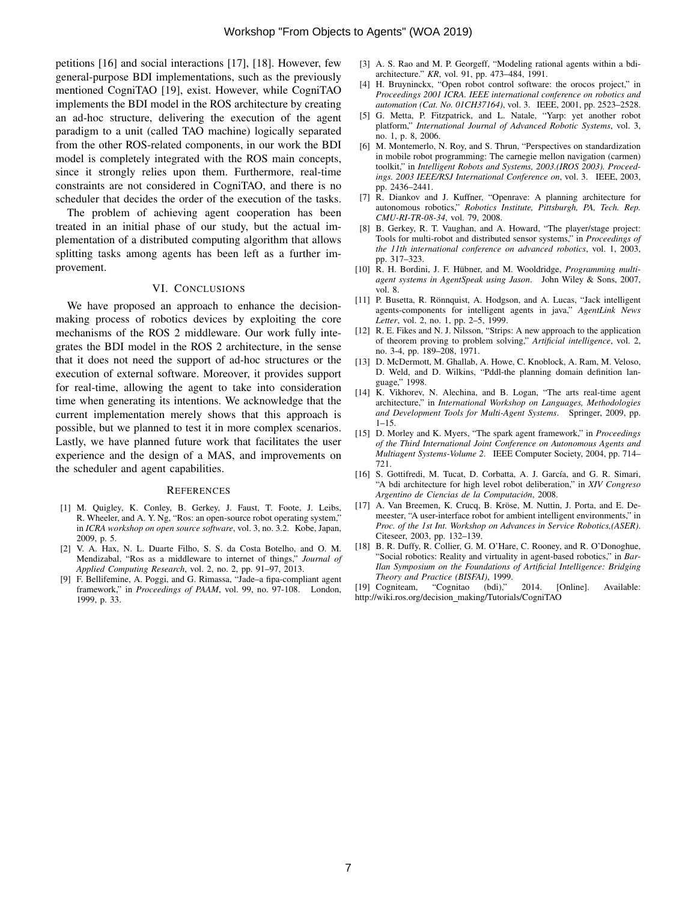petitions [16] and social interactions [17], [18]. However, few general-purpose BDI implementations, such as the previously mentioned CogniTAO [19], exist. However, while CogniTAO implements the BDI model in the ROS architecture by creating an ad-hoc structure, delivering the execution of the agent paradigm to a unit (called TAO machine) logically separated from the other ROS-related components, in our work the BDI model is completely integrated with the ROS main concepts, since it strongly relies upon them. Furthermore, real-time constraints are not considered in CogniTAO, and there is no scheduler that decides the order of the execution of the tasks.

The problem of achieving agent cooperation has been treated in an initial phase of our study, but the actual implementation of a distributed computing algorithm that allows splitting tasks among agents has been left as a further improvement.

## VI. Conclusions

We have proposed an approach to enhance the decision-making process of robotics devices by exploiting the core mechanisms of the ROS 2 middleware. Our work fully integrates the BDI model in the ROS 2 architecture, in the sense that it does not need the support of ad-hoc structures or the execution of external software. Moreover, it provides support for real-time, allowing the agent to take into consideration time when generating its intentions. We acknowledge that the current implementation merely shows that this approach is possible, but we planned to test it in more complex scenarios. Lastly, we have planned future work that facilitates the user experience and the design of a MAS, and improvements on the scheduler and agent capabilities.

## References

[1] M. Quigley, K. Conley, B. Gerkey, J. Faust, T. Foote, J. Leibs, R. Wheeler, and A. Y. Ng, "Ros: an open-source robot operating system," in *ICRA workshop on open source software*, vol. 3, no. 3.2. Kobe, Japan, 2009, p. 5.

[2] V. A. Hax, N. L. Duarte Filho, S. S. da Costa Botelho, and O. M. Mendizabal, "Ros as a middleware to internet of things," *Journal of Applied Computing Research*, vol. 2, no. 2, pp. 91–97, 2013.

[9] F. Bellifemine, A. Poggi, and G. Rimassa, "Jade–a fipa-compliant agent framework," in *Proceedings of PAAM*, vol. 99, no. 97-108. London, 1999, p. 33.

[3] A. S. Rao and M. P. Georgeff, "Modeling rational agents within a bdi-architecture." *KR*, vol. 91, pp. 473–484, 1991.

[4] H. Bruyninckx, "Open robot control software: the orocos project," in *Proceedings 2001 ICRA. IEEE international conference on robotics and automation (Cat. No. 01CH37164)*, vol. 3. IEEE, 2001, pp. 2523–2528.

[5] G. Metta, P. Fitzpatrick, and L. Natale, "Yarp: yet another robot platform," *International Journal of Advanced Robotic Systems*, vol. 3, no. 1, p. 8, 2006.

[6] M. Montemerlo, N. Roy, and S. Thrun, "Perspectives on standardization in mobile robot programming: The carnegie mellon navigation (carmen) toolkit," in *Intelligent Robots and Systems, 2003.(IROS 2003). Proceedings. 2003 IEEE/RSJ International Conference on*, vol. 3. IEEE, 2003, pp. 2436–2441.

[7] R. Diankov and J. Kuffner, "Openrave: A planning architecture for autonomous robotics," *Robotics Institute, Pittsburgh, PA, Tech. Rep. CMU-RI-TR-08-34*, vol. 79, 2008.

[8] B. Gerkey, R. T. Vaughan, and A. Howard, "The player/stage project: Tools for multi-robot and distributed sensor systems," in *Proceedings of the 11th international conference on advanced robotics*, vol. 1, 2003, pp. 317–323.

[10] R. H. Bordini, J. F. Hübner, and M. Wooldridge, *Programming multi-agent systems in AgentSpeak using Jason*. John Wiley & Sons, 2007, vol. 8.

[11] P. Busetta, R. Rönnquist, A. Hodgson, and A. Lucas, "Jack intelligent agents-components for intelligent agents in java," *AgentLink News Letter*, vol. 2, no. 1, pp. 2–5, 1999.

[12] R. E. Fikes and N. J. Nilsson, "Strips: A new approach to the application of theorem proving to problem solving," *Artificial intelligence*, vol. 2, no. 3-4, pp. 189–208, 1971.

[13] D. McDermott, M. Ghallab, A. Howe, C. Knoblock, A. Ram, M. Veloso, D. Weld, and D. Wilkins, "Pddl-the planning domain definition language," 1998.

[14] K. Vikhorev, N. Alechina, and B. Logan, "The arts real-time agent architecture," in *International Workshop on Languages, Methodologies and Development Tools for Multi-Agent Systems*. Springer, 2009, pp. 1–15.

[15] D. Morley and K. Myers, "The spark agent framework," in *Proceedings of the Third International Joint Conference on Autonomous Agents and Multiagent Systems-Volume 2*. IEEE Computer Society, 2004, pp. 714–721.

[16] S. Gottifredi, M. Tucat, D. Corbatta, A. J. García, and G. R. Simari, "A bdi architecture for high level robot deliberation," in *XIV Congreso Argentino de Ciencias de la Computació́n*, 2008.

[17] A. Van Breemen, K. Crucq, B. Kröse, M. Nuttin, J. Porta, and E. Demeester, "A user-interface robot for ambient intelligent environments," in *Proc. of the 1st Int. Workshop on Advances in Service Robotics,(ASER)*. Citeseer, 2003, pp. 132–139.

[18] B. R. Duffy, R. Collier, G. M. O'Hare, C. Rooney, and R. O'Donoghue, "Social robotics: Reality and virtuality in agent-based robotics," in *Bar-Ilan Symposium on the Foundations of Artificial Intelligence: Bridging Theory and Practice (BISFAI)*, 1999.

[19] Cogniteam, "Cognitao (bdi)," 2014. [Online]. Available: http://wiki.ros.org/decision_making/Tutorials/CogniTAO